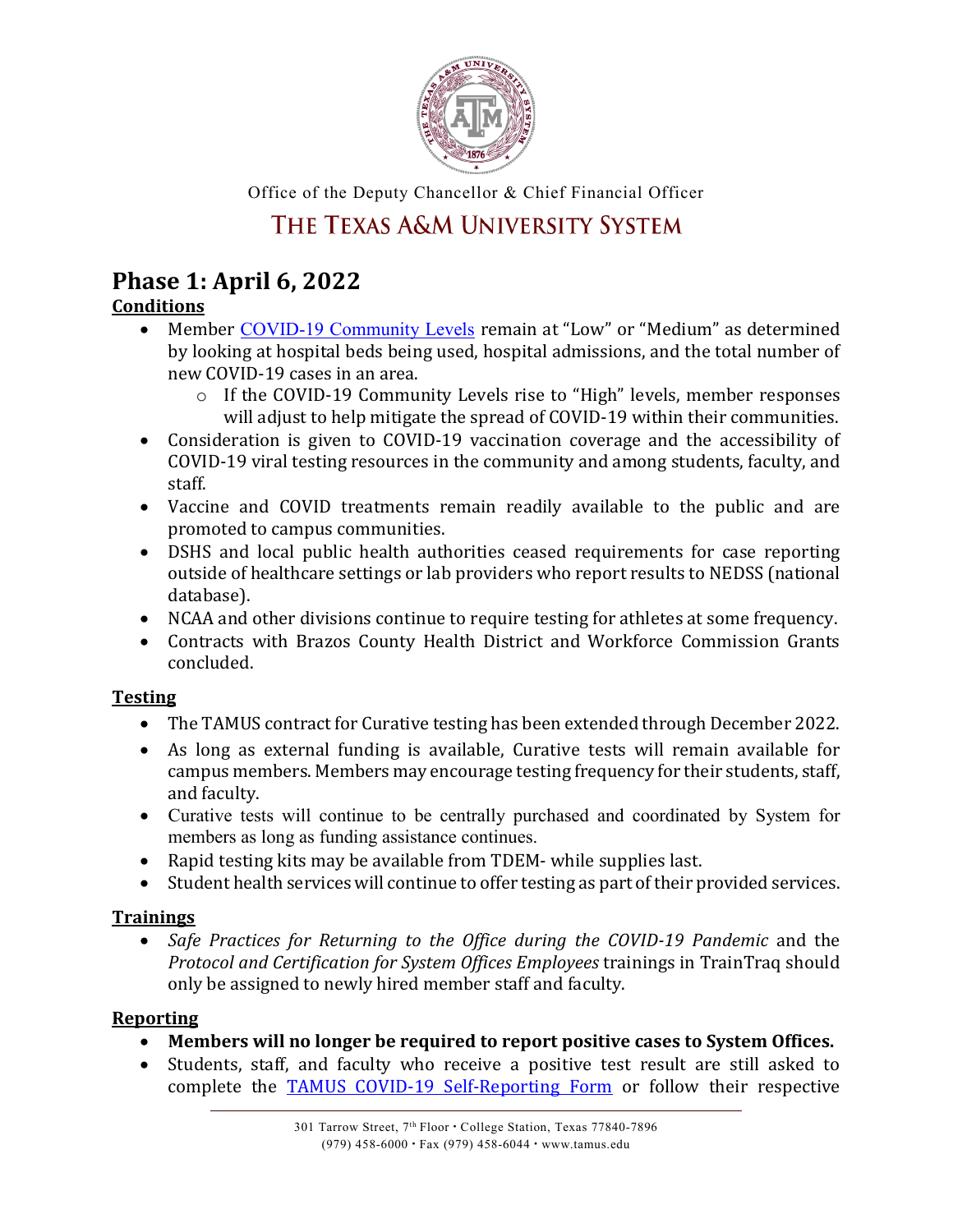Office of the Deputy Chancellor & Chief Financial Officer

THE TEXAS A&M UNIVERSITY SYSTEM

# Phase 1: April 6, 2022

**Conditions**

- Member COVID-19 Community Levels remain at "Low" or "Medium" as determined by looking at hospital beds being used, hospital admissions, and the total number of new COVID-19 cases in an area.
  - If the COVID-19 Community Levels rise to "High" levels, member responses will adjust to help mitigate the spread of COVID-19 within their communities.
- Consideration is given to COVID-19 vaccination coverage and the accessibility of COVID-19 viral testing resources in the community and among students, faculty, and staff.
- Vaccine and COVID treatments remain readily available to the public and are promoted to campus communities.
- DSHS and local public health authorities ceased requirements for case reporting outside of healthcare settings or lab providers who report results to NEDSS (national database).
- NCAA and other divisions continue to require testing for athletes at some frequency.
- Contracts with Brazos County Health District and Workforce Commission Grants concluded.

**Testing**

- The TAMUS contract for Curative testing has been extended through December 2022.
- As long as external funding is available, Curative tests will remain available for campus members. Members may encourage testing frequency for their students, staff, and faculty.
- Curative tests will continue to be centrally purchased and coordinated by System for members as long as funding assistance continues.
- Rapid testing kits may be available from TDEM- while supplies last.
- Student health services will continue to offer testing as part of their provided services.

**Trainings**

- *Safe Practices for Returning to the Office during the COVID-19 Pandemic* and the *Protocol and Certification for System Offices Employees* trainings in TrainTraq should only be assigned to newly hired member staff and faculty.

**Reporting**

- **Members will no longer be required to report positive cases to System Offices.**
- Students, staff, and faculty who receive a positive test result are still asked to complete the TAMUS COVID-19 Self-Reporting Form or follow their respective

301 Tarrow Street, 7th Floor • College Station, Texas 77840-7896
(979) 458-6000 • Fax (979) 458-6044 • www.tamus.edu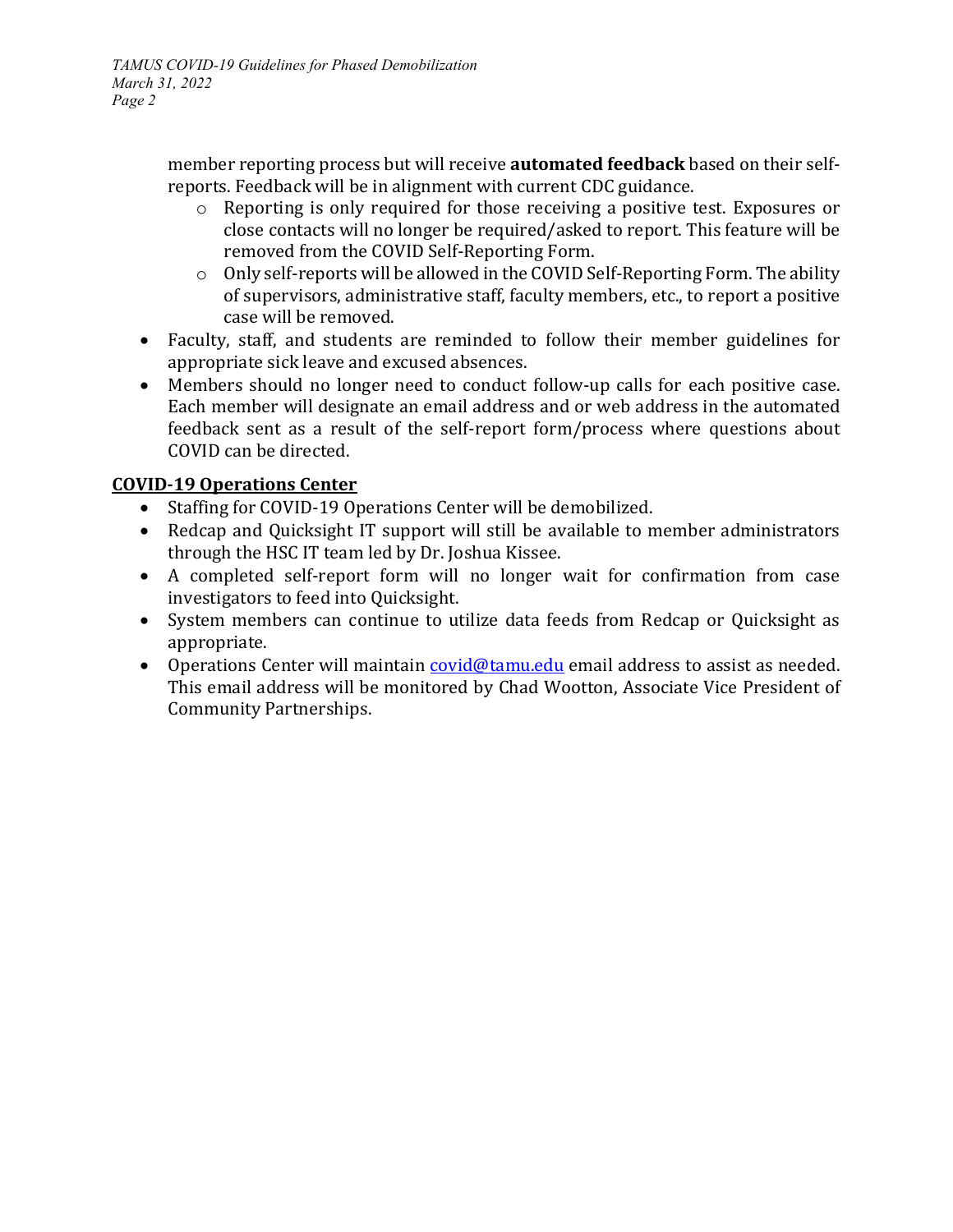member reporting process but will receive **automated feedback** based on their self-reports. Feedback will be in alignment with current CDC guidance.
    - Reporting is only required for those receiving a positive test. Exposures or close contacts will no longer be required/asked to report. This feature will be removed from the COVID Self-Reporting Form.
    - Only self-reports will be allowed in the COVID Self-Reporting Form. The ability of supervisors, administrative staff, faculty members, etc., to report a positive case will be removed.
- Faculty, staff, and students are reminded to follow their member guidelines for appropriate sick leave and excused absences.
- Members should no longer need to conduct follow-up calls for each positive case. Each member will designate an email address and or web address in the automated feedback sent as a result of the self-report form/process where questions about COVID can be directed.

**COVID-19 Operations Center**

- Staffing for COVID-19 Operations Center will be demobilized.
- Redcap and Quicksight IT support will still be available to member administrators through the HSC IT team led by Dr. Joshua Kissee.
- A completed self-report form will no longer wait for confirmation from case investigators to feed into Quicksight.
- System members can continue to utilize data feeds from Redcap or Quicksight as appropriate.
- Operations Center will maintain covid@tamu.edu email address to assist as needed. This email address will be monitored by Chad Wootton, Associate Vice President of Community Partnerships.